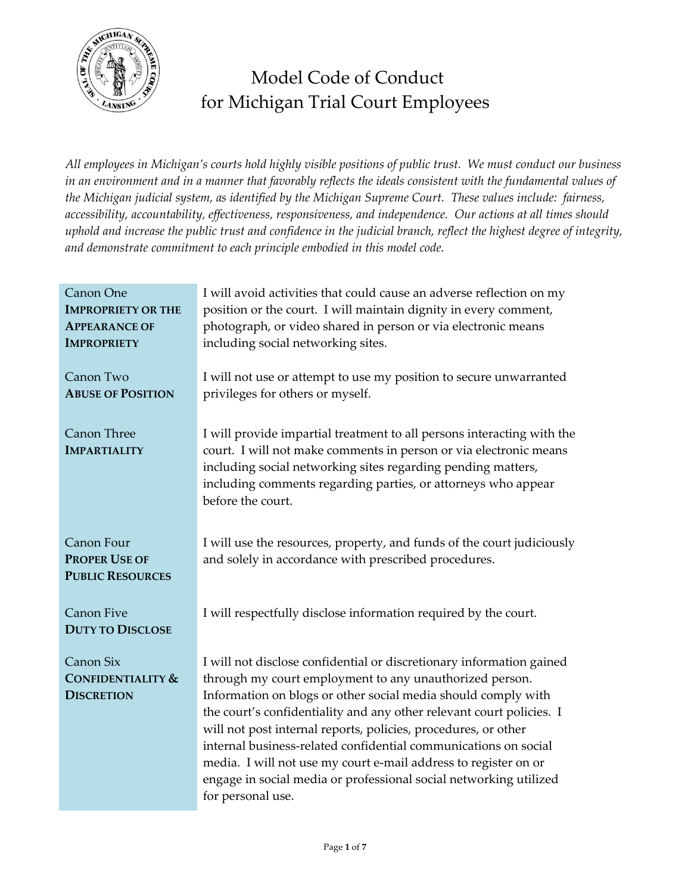# Model Code of Conduct for Michigan Trial Court Employees

*All employees in Michigan's courts hold highly visible positions of public trust. We must conduct our business in an environment and in a manner that favorably reflects the ideals consistent with the fundamental values of the Michigan judicial system, as identified by the Michigan Supreme Court. These values include: fairness, accessibility, accountability, effectiveness, responsiveness, and independence. Our actions at all times should uphold and increase the public trust and confidence in the judicial branch, reflect the highest degree of integrity, and demonstrate commitment to each principle embodied in this model code.*

| | |
|---|---|
| Canon One **IMPROPRIETY OR THE APPEARANCE OF IMPROPRIETY** | I will avoid activities that could cause an adverse reflection on my position or the court. I will maintain dignity in every comment, photograph, or video shared in person or via electronic means including social networking sites. |
| Canon Two **ABUSE OF POSITION** | I will not use or attempt to use my position to secure unwarranted privileges for others or myself. |
| Canon Three **IMPARTIALITY** | I will provide impartial treatment to all persons interacting with the court. I will not make comments in person or via electronic means including social networking sites regarding pending matters, including comments regarding parties, or attorneys who appear before the court. |
| Canon Four **PROPER USE OF PUBLIC RESOURCES** | I will use the resources, property, and funds of the court judiciously and solely in accordance with prescribed procedures. |
| Canon Five **DUTY TO DISCLOSE** | I will respectfully disclose information required by the court. |
| Canon Six **CONFIDENTIALITY & DISCRETION** | I will not disclose confidential or discretionary information gained through my court employment to any unauthorized person. Information on blogs or other social media should comply with the court's confidentiality and any other relevant court policies. I will not post internal reports, policies, procedures, or other internal business-related confidential communications on social media. I will not use my court e-mail address to register on or engage in social media or professional social networking utilized for personal use. |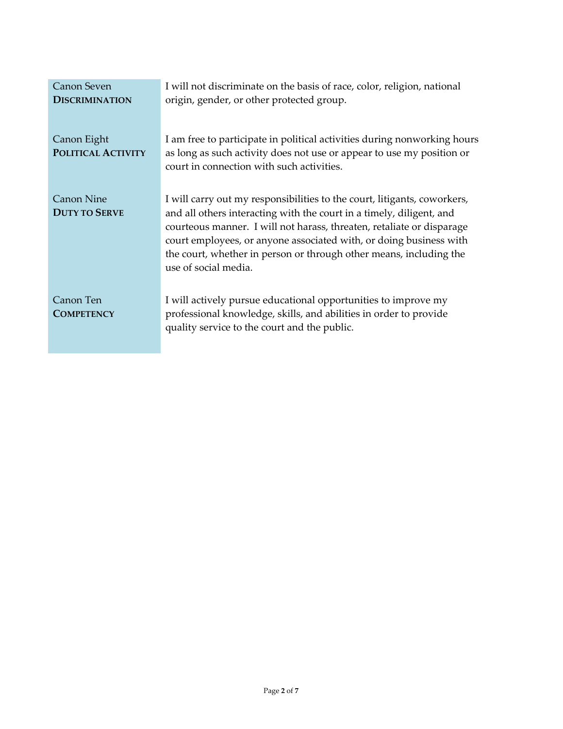| | |
|---|---|
| Canon Seven<br>**DISCRIMINATION** | I will not discriminate on the basis of race, color, religion, national origin, gender, or other protected group. |
| Canon Eight<br>**POLITICAL ACTIVITY** | I am free to participate in political activities during nonworking hours as long as such activity does not use or appear to use my position or court in connection with such activities. |
| Canon Nine<br>**DUTY TO SERVE** | I will carry out my responsibilities to the court, litigants, coworkers, and all others interacting with the court in a timely, diligent, and courteous manner. I will not harass, threaten, retaliate or disparage court employees, or anyone associated with, or doing business with the court, whether in person or through other means, including the use of social media. |
| Canon Ten<br>**COMPETENCY** | I will actively pursue educational opportunities to improve my professional knowledge, skills, and abilities in order to provide quality service to the court and the public. |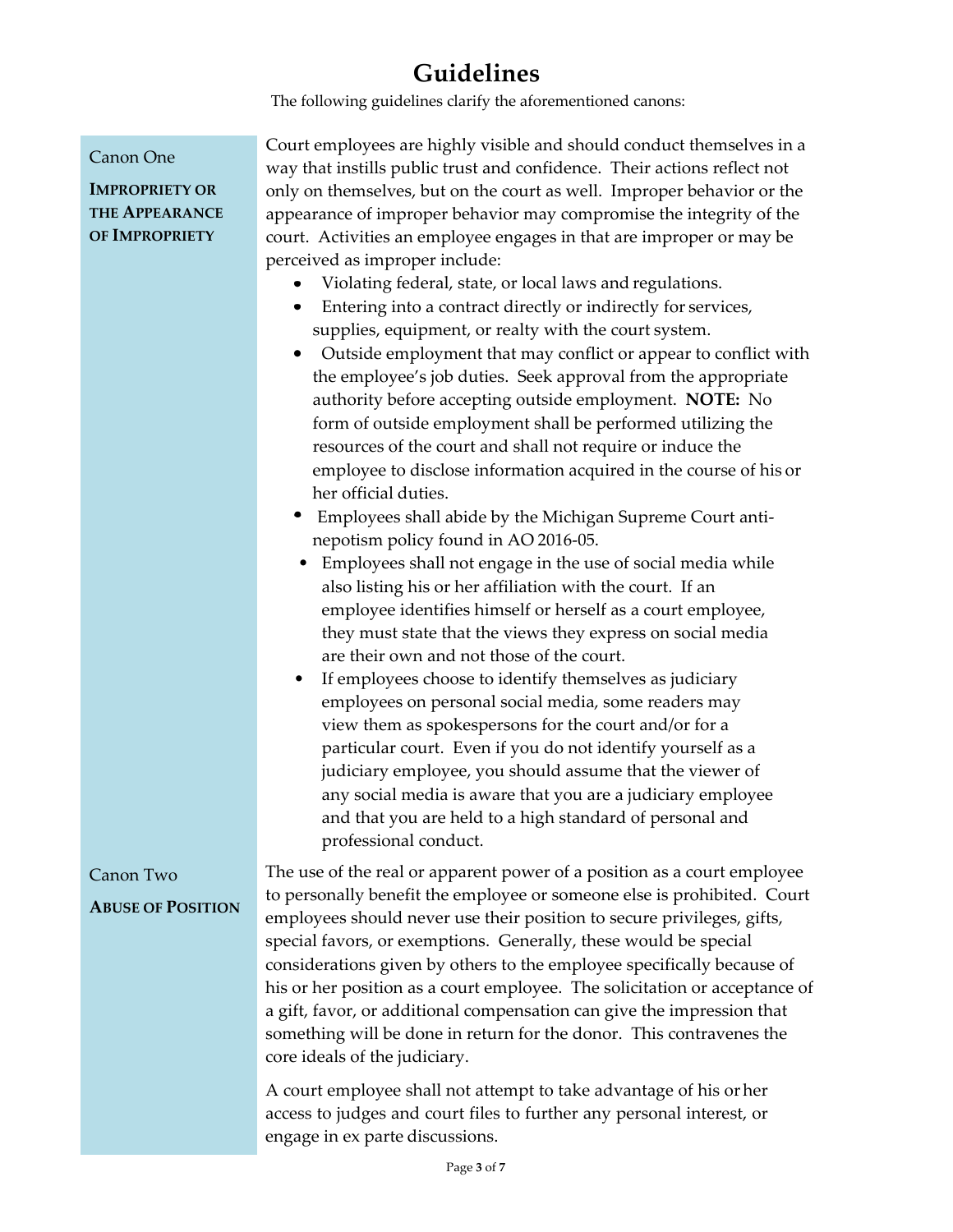# Guidelines

The following guidelines clarify the aforementioned canons:

## Canon One

### Impropriety or the Appearance of Impropriety

Court employees are highly visible and should conduct themselves in a way that instills public trust and confidence. Their actions reflect not only on themselves, but on the court as well. Improper behavior or the appearance of improper behavior may compromise the integrity of the court. Activities an employee engages in that are improper or may be perceived as improper include:

- Violating federal, state, or local laws and regulations.
- Entering into a contract directly or indirectly for services, supplies, equipment, or realty with the court system.
- Outside employment that may conflict or appear to conflict with the employee's job duties. Seek approval from the appropriate authority before accepting outside employment. **NOTE:** No form of outside employment shall be performed utilizing the resources of the court and shall not require or induce the employee to disclose information acquired in the course of his or her official duties.
- Employees shall abide by the Michigan Supreme Court anti-nepotism policy found in AO 2016-05.
- Employees shall not engage in the use of social media while also listing his or her affiliation with the court. If an employee identifies himself or herself as a court employee, they must state that the views they express on social media are their own and not those of the court.
- If employees choose to identify themselves as judiciary employees on personal social media, some readers may view them as spokespersons for the court and/or for a particular court. Even if you do not identify yourself as a judiciary employee, you should assume that the viewer of any social media is aware that you are a judiciary employee and that you are held to a high standard of personal and professional conduct.

## Canon Two

### Abuse of Position

The use of the real or apparent power of a position as a court employee to personally benefit the employee or someone else is prohibited. Court employees should never use their position to secure privileges, gifts, special favors, or exemptions. Generally, these would be special considerations given by others to the employee specifically because of his or her position as a court employee. The solicitation or acceptance of a gift, favor, or additional compensation can give the impression that something will be done in return for the donor. This contravenes the core ideals of the judiciary.

A court employee shall not attempt to take advantage of his or her access to judges and court files to further any personal interest, or engage in ex parte discussions.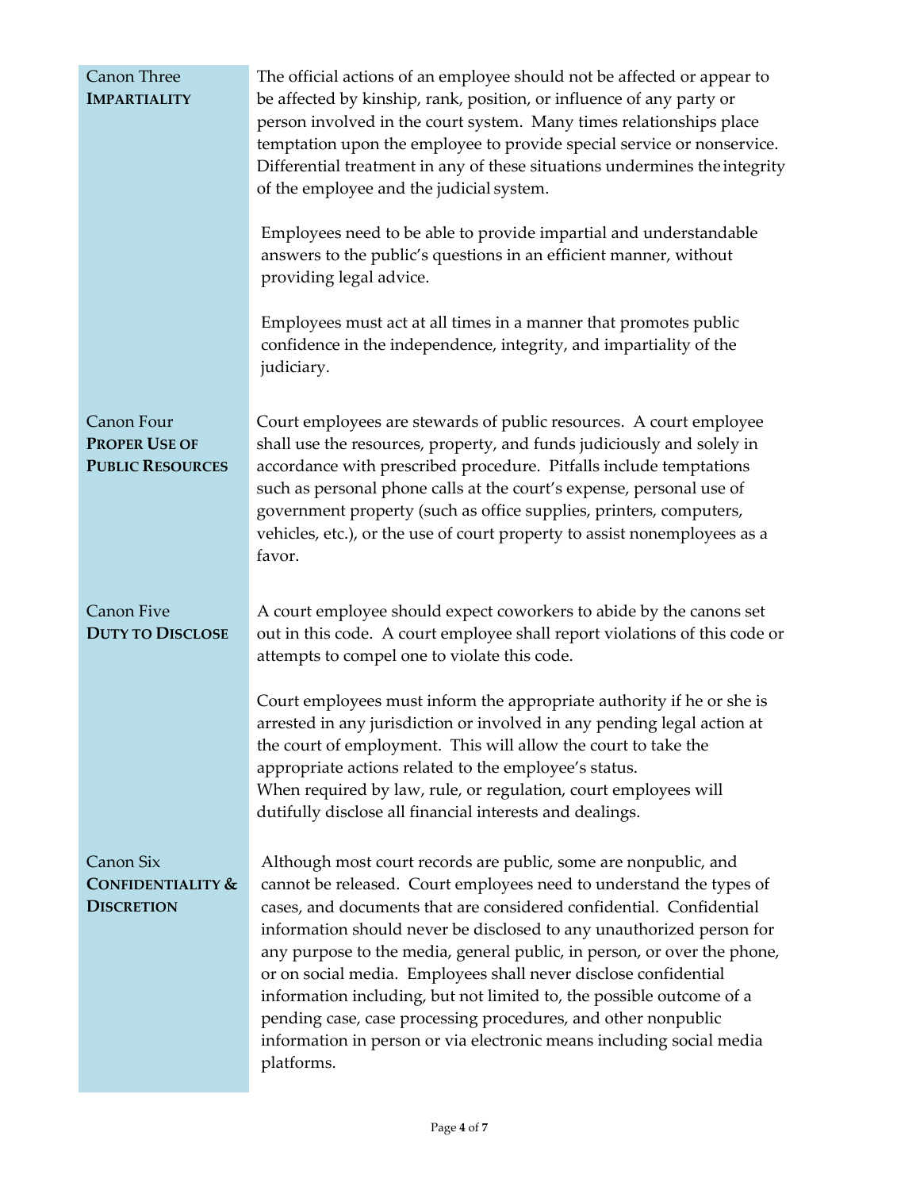## Canon Three
### IMPARTIALITY

The official actions of an employee should not be affected or appear to be affected by kinship, rank, position, or influence of any party or person involved in the court system. Many times relationships place temptation upon the employee to provide special service or nonservice. Differential treatment in any of these situations undermines the integrity of the employee and the judicial system.

Employees need to be able to provide impartial and understandable answers to the public's questions in an efficient manner, without providing legal advice.

Employees must act at all times in a manner that promotes public confidence in the independence, integrity, and impartiality of the judiciary.

## Canon Four
### PROPER USE OF PUBLIC RESOURCES

Court employees are stewards of public resources. A court employee shall use the resources, property, and funds judiciously and solely in accordance with prescribed procedure. Pitfalls include temptations such as personal phone calls at the court's expense, personal use of government property (such as office supplies, printers, computers, vehicles, etc.), or the use of court property to assist nonemployees as a favor.

## Canon Five
### DUTY TO DISCLOSE

A court employee should expect coworkers to abide by the canons set out in this code. A court employee shall report violations of this code or attempts to compel one to violate this code.

Court employees must inform the appropriate authority if he or she is arrested in any jurisdiction or involved in any pending legal action at the court of employment. This will allow the court to take the appropriate actions related to the employee's status.
When required by law, rule, or regulation, court employees will dutifully disclose all financial interests and dealings.

## Canon Six
### CONFIDENTIALITY & DISCRETION

Although most court records are public, some are nonpublic, and cannot be released. Court employees need to understand the types of cases, and documents that are considered confidential. Confidential information should never be disclosed to any unauthorized person for any purpose to the media, general public, in person, or over the phone, or on social media. Employees shall never disclose confidential information including, but not limited to, the possible outcome of a pending case, case processing procedures, and other nonpublic information in person or via electronic means including social media platforms.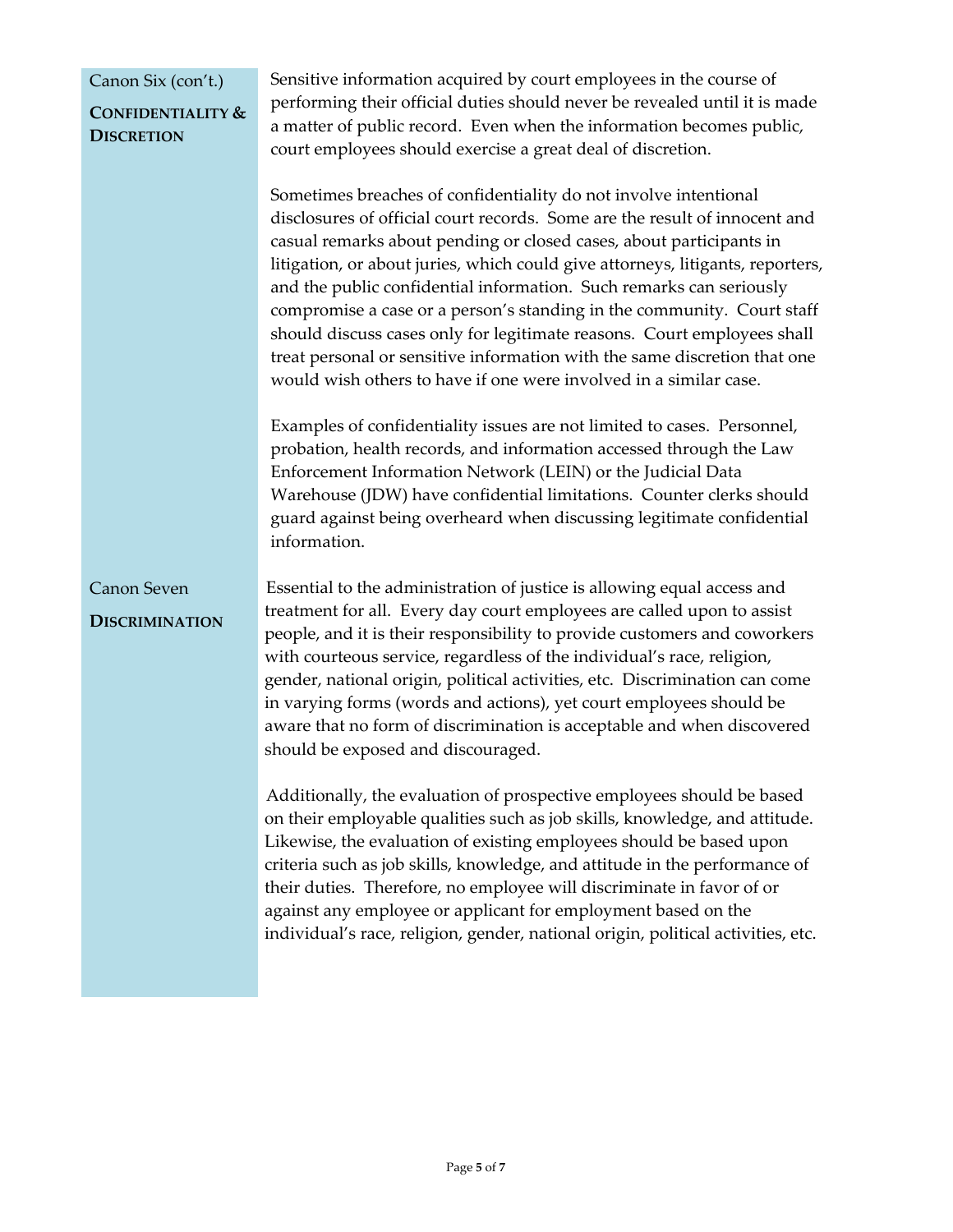### Canon Six (con't.)

**CONFIDENTIALITY & DISCRETION**

Sensitive information acquired by court employees in the course of performing their official duties should never be revealed until it is made a matter of public record. Even when the information becomes public, court employees should exercise a great deal of discretion.

Sometimes breaches of confidentiality do not involve intentional disclosures of official court records. Some are the result of innocent and casual remarks about pending or closed cases, about participants in litigation, or about juries, which could give attorneys, litigants, reporters, and the public confidential information. Such remarks can seriously compromise a case or a person's standing in the community. Court staff should discuss cases only for legitimate reasons. Court employees shall treat personal or sensitive information with the same discretion that one would wish others to have if one were involved in a similar case.

Examples of confidentiality issues are not limited to cases. Personnel, probation, health records, and information accessed through the Law Enforcement Information Network (LEIN) or the Judicial Data Warehouse (JDW) have confidential limitations. Counter clerks should guard against being overheard when discussing legitimate confidential information.

### Canon Seven

**DISCRIMINATION**

Essential to the administration of justice is allowing equal access and treatment for all. Every day court employees are called upon to assist people, and it is their responsibility to provide customers and coworkers with courteous service, regardless of the individual's race, religion, gender, national origin, political activities, etc. Discrimination can come in varying forms (words and actions), yet court employees should be aware that no form of discrimination is acceptable and when discovered should be exposed and discouraged.

Additionally, the evaluation of prospective employees should be based on their employable qualities such as job skills, knowledge, and attitude. Likewise, the evaluation of existing employees should be based upon criteria such as job skills, knowledge, and attitude in the performance of their duties. Therefore, no employee will discriminate in favor of or against any employee or applicant for employment based on the individual's race, religion, gender, national origin, political activities, etc.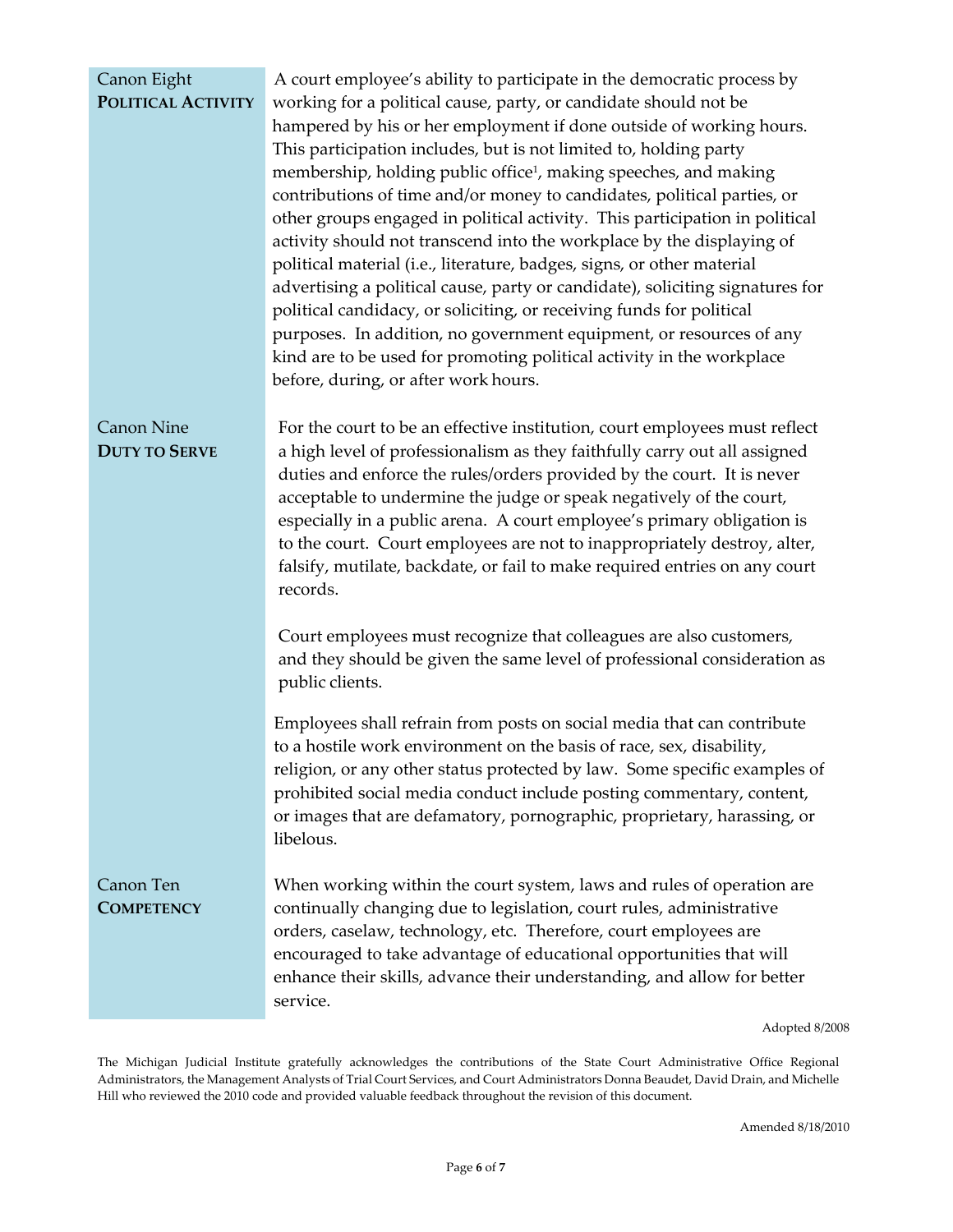## Canon Eight **POLITICAL ACTIVITY**

A court employee's ability to participate in the democratic process by working for a political cause, party, or candidate should not be hampered by his or her employment if done outside of working hours. This participation includes, but is not limited to, holding party membership, holding public office[1], making speeches, and making contributions of time and/or money to candidates, political parties, or other groups engaged in political activity. This participation in political activity should not transcend into the workplace by the displaying of political material (i.e., literature, badges, signs, or other material advertising a political cause, party or candidate), soliciting signatures for political candidacy, or soliciting, or receiving funds for political purposes. In addition, no government equipment, or resources of any kind are to be used for promoting political activity in the workplace before, during, or after work hours.

## Canon Nine **DUTY TO SERVE**

For the court to be an effective institution, court employees must reflect a high level of professionalism as they faithfully carry out all assigned duties and enforce the rules/orders provided by the court. It is never acceptable to undermine the judge or speak negatively of the court, especially in a public arena. A court employee's primary obligation is to the court. Court employees are not to inappropriately destroy, alter, falsify, mutilate, backdate, or fail to make required entries on any court records.

Court employees must recognize that colleagues are also customers, and they should be given the same level of professional consideration as public clients.

Employees shall refrain from posts on social media that can contribute to a hostile work environment on the basis of race, sex, disability, religion, or any other status protected by law. Some specific examples of prohibited social media conduct include posting commentary, content, or images that are defamatory, pornographic, proprietary, harassing, or libelous.

## Canon Ten **COMPETENCY**

When working within the court system, laws and rules of operation are continually changing due to legislation, court rules, administrative orders, caselaw, technology, etc. Therefore, court employees are encouraged to take advantage of educational opportunities that will enhance their skills, advance their understanding, and allow for better service.

Adopted 8/2008

The Michigan Judicial Institute gratefully acknowledges the contributions of the State Court Administrative Office Regional Administrators, the Management Analysts of Trial Court Services, and Court Administrators Donna Beaudet, David Drain, and Michelle Hill who reviewed the 2010 code and provided valuable feedback throughout the revision of this document.

Amended 8/18/2010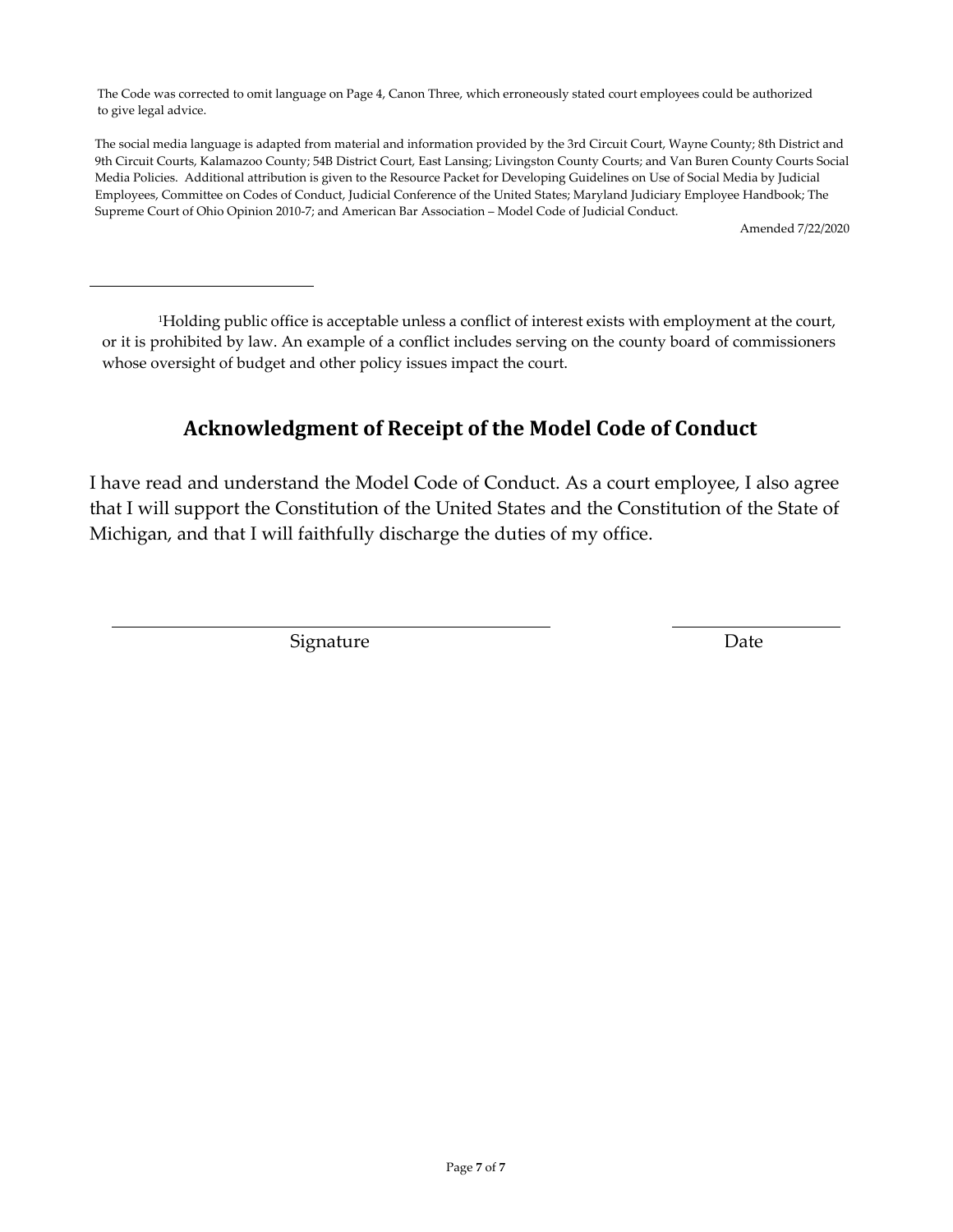The Code was corrected to omit language on Page 4, Canon Three, which erroneously stated court employees could be authorized to give legal advice.

The social media language is adapted from material and information provided by the 3rd Circuit Court, Wayne County; 8th District and 9th Circuit Courts, Kalamazoo County; 54B District Court, East Lansing; Livingston County Courts; and Van Buren County Courts Social Media Policies. Additional attribution is given to the Resource Packet for Developing Guidelines on Use of Social Media by Judicial Employees, Committee on Codes of Conduct, Judicial Conference of the United States; Maryland Judiciary Employee Handbook; The Supreme Court of Ohio Opinion 2010-7; and American Bar Association – Model Code of Judicial Conduct.

Amended 7/22/2020

---

[1]Holding public office is acceptable unless a conflict of interest exists with employment at the court, or it is prohibited by law. An example of a conflict includes serving on the county board of commissioners whose oversight of budget and other policy issues impact the court.

## Acknowledgment of Receipt of the Model Code of Conduct

I have read and understand the Model Code of Conduct. As a court employee, I also agree that I will support the Constitution of the United States and the Constitution of the State of Michigan, and that I will faithfully discharge the duties of my office.

\_\_\_\_\_\_\_\_\_\_\_\_\_\_\_\_\_\_\_\_\_\_\_\_\_\_\_\_\_\_\_\_\_\_\_\_\_\_\_\_ \_\_\_\_\_\_\_\_\_\_\_\_\_\_\_\_

Signature Date